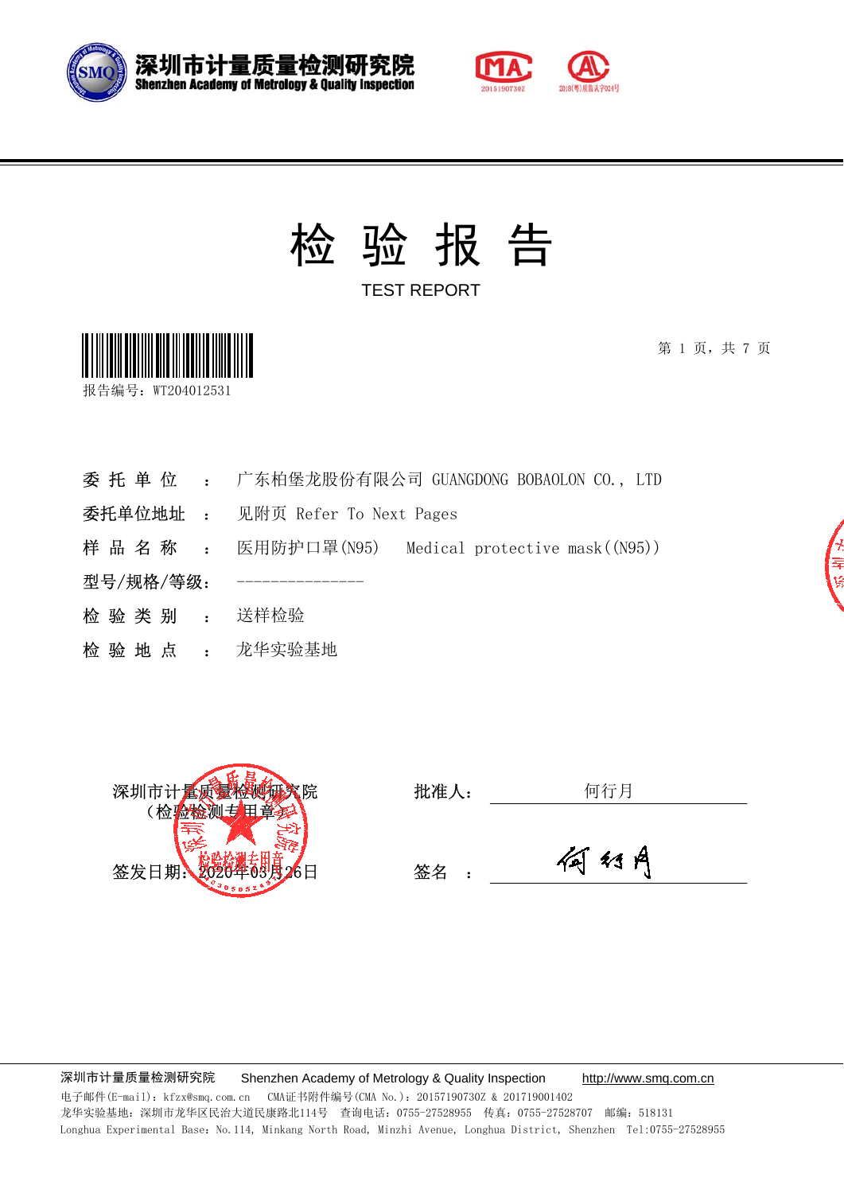深圳市计量质量检测研究院
Shenzhen Academy of Metrology & Quality Inspection

# 检 验 报 告

TEST REPORT

报告编号：WT204012531

第 1 页，共 7 页

| | | |
|---|---|---|
| 委 托 单 位 | ： | 广东柏堡龙股份有限公司 GUANGDONG BOBAOLON CO., LTD |
| 委托单位地址 | ： | 见附页 Refer To Next Pages |
| 样 品 名 称 | ： | 医用防护口罩(N95)　Medical protective mask((N95)) |
| 型号/规格/等级 | ： | --------------- |
| 检 验 类 别 | ： | 送样检验 |
| 检 验 地 点 | ： | 龙华实验基地 |

深圳市计量质量检测研究院
（检验检测专用章）

签发日期：2020年03月26日

批准人：何行月

签名：何行月

深圳市计量质量检测研究院　Shenzhen Academy of Metrology & Quality Inspection　http://www.smq.com.cn

电子邮件(E-mail)：kfzx@smq.com.cn　CMA证书附件编号(CMA No.)：20157190730Z & 201719001402

龙华实验基地：深圳市龙华区民治大道民康路北114号　查询电话：0755-27528955　传真：0755-27528707　邮编：518131

Longhua Experimental Base：No.114, Minkang North Road, Minzhi Avenue, Longhua District, Shenzhen　Tel:0755-27528955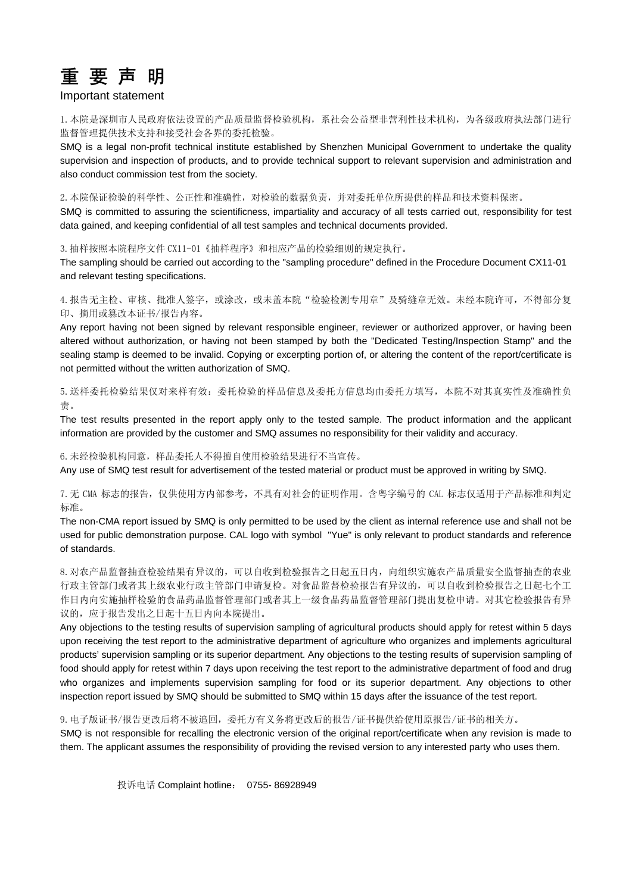# 重 要 声 明

Important statement

1.本院是深圳市人民政府依法设置的产品质量监督检验机构，系社会公益型非营利性技术机构，为各级政府执法部门进行监督管理提供技术支持和接受社会各界的委托检验。

SMQ is a legal non-profit technical institute established by Shenzhen Municipal Government to undertake the quality supervision and inspection of products, and to provide technical support to relevant supervision and administration and also conduct commission test from the society.

2.本院保证检验的科学性、公正性和准确性，对检验的数据负责，并对委托单位所提供的样品和技术资料保密。

SMQ is committed to assuring the scientificness, impartiality and accuracy of all tests carried out, responsibility for test data gained, and keeping confidential of all test samples and technical documents provided.

3.抽样按照本院程序文件 CX11-01《抽样程序》和相应产品的检验细则的规定执行。

The sampling should be carried out according to the "sampling procedure" defined in the Procedure Document CX11-01 and relevant testing specifications.

4.报告无主检、审核、批准人签字，或涂改，或未盖本院“检验检测专用章”及骑缝章无效。未经本院许可，不得部分复印、摘用或篡改本证书/报告内容。

Any report having not been signed by relevant responsible engineer, reviewer or authorized approver, or having been altered without authorization, or having not been stamped by both the "Dedicated Testing/Inspection Stamp" and the sealing stamp is deemed to be invalid. Copying or excerpting portion of, or altering the content of the report/certificate is not permitted without the written authorization of SMQ.

5.送样委托检验结果仅对来样有效；委托检验的样品信息及委托方信息均由委托方填写，本院不对其真实性及准确性负责。

The test results presented in the report apply only to the tested sample. The product information and the applicant information are provided by the customer and SMQ assumes no responsibility for their validity and accuracy.

6.未经检验机构同意，样品委托人不得擅自使用检验结果进行不当宣传。

Any use of SMQ test result for advertisement of the tested material or product must be approved in writing by SMQ.

7.无 CMA 标志的报告，仅供使用方内部参考，不具有对社会的证明作用。含粤字编号的 CAL 标志仅适用于产品标准和判定标准。

The non-CMA report issued by SMQ is only permitted to be used by the client as internal reference use and shall not be used for public demonstration purpose. CAL logo with symbol "Yue" is only relevant to product standards and reference of standards.

8.对农产品监督抽查检验结果有异议的，可以自收到检验报告之日起五日内，向组织实施农产品质量安全监督抽查的农业行政主管部门或者其上级农业行政主管部门申请复检。对食品监督检验报告有异议的，可以自收到检验报告之日起七个工作日内向实施抽样检验的食品药品监督管理部门或者其上一级食品药品监督管理部门提出复检申请。对其它检验报告有异议的，应于报告发出之日起十五日内向本院提出。

Any objections to the testing results of supervision sampling of agricultural products should apply for retest within 5 days upon receiving the test report to the administrative department of agriculture who organizes and implements agricultural products' supervision sampling or its superior department. Any objections to the testing results of supervision sampling of food should apply for retest within 7 days upon receiving the test report to the administrative department of food and drug who organizes and implements supervision sampling for food or its superior department. Any objections to other inspection report issued by SMQ should be submitted to SMQ within 15 days after the issuance of the test report.

9.电子版证书/报告更改后将不被追回，委托方有义务将更改后的报告/证书提供给使用原报告/证书的相关方。

SMQ is not responsible for recalling the electronic version of the original report/certificate when any revision is made to them. The applicant assumes the responsibility of providing the revised version to any interested party who uses them.

投诉电话 Complaint hotline： 0755- 86928949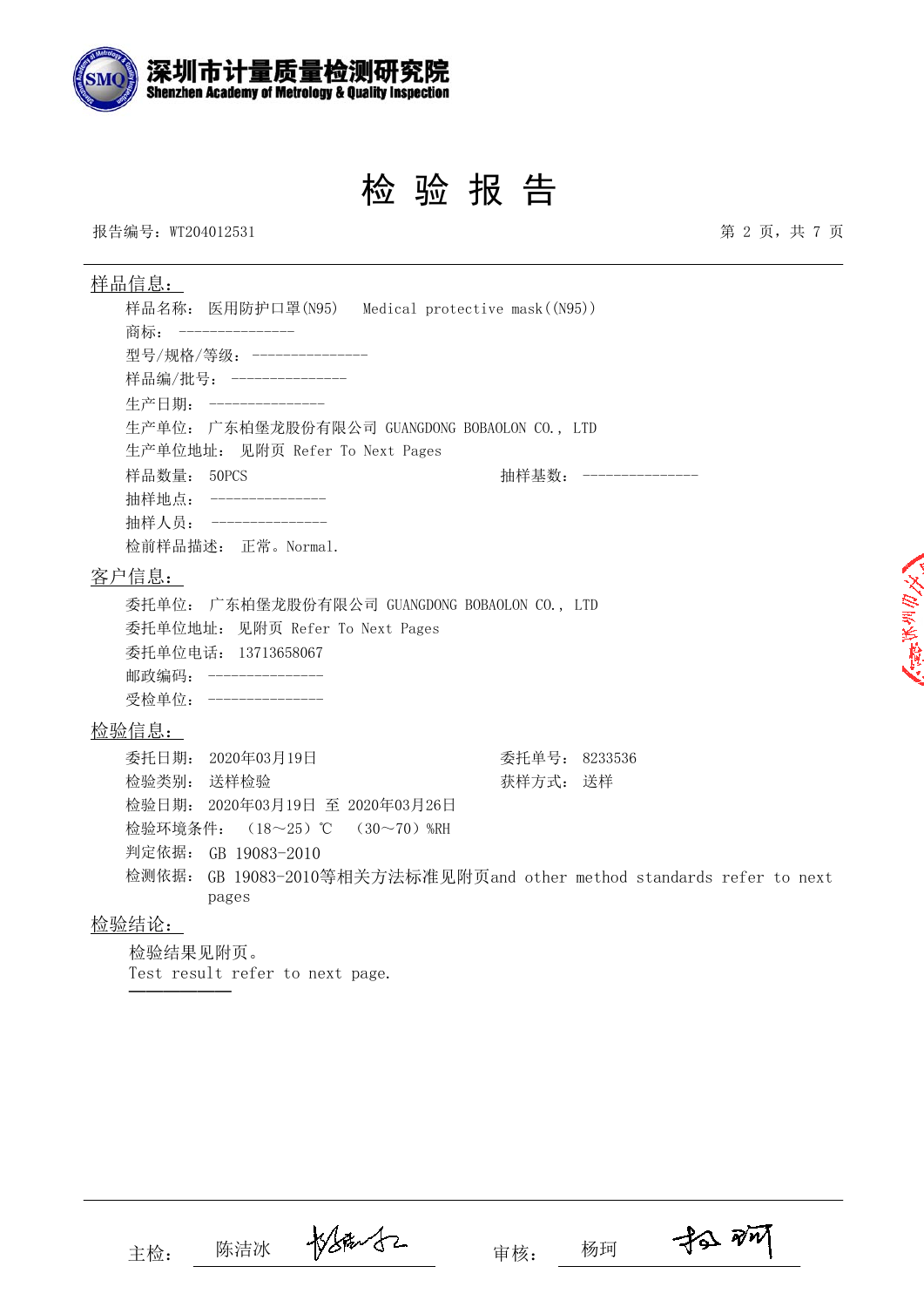深圳市计量质量检测研究院
Shenzhen Academy of Metrology & Quality Inspection

# 检 验 报 告

报告编号：WT204012531

## 样品信息：

样品名称： 医用防护口罩(N95)　Medical protective mask((N95))

商标： ---------------

型号/规格/等级： ---------------

样品编/批号： ---------------

生产日期： ---------------

生产单位： 广东柏堡龙股份有限公司 GUANGDONG BOBAOLON CO., LTD

生产单位地址： 见附页 Refer To Next Pages

样品数量： 50PCS　　抽样基数： ---------------

抽样地点： ---------------

抽样人员： ---------------

检前样品描述： 正常。Normal.

## 客户信息：

委托单位： 广东柏堡龙股份有限公司 GUANGDONG BOBAOLON CO., LTD

委托单位地址： 见附页 Refer To Next Pages

委托单位电话： 13713658067

邮政编码： ---------------

受检单位： ---------------

## 检验信息：

委托日期： 2020年03月19日　　委托单号： 8233536

检验类别： 送样检验　　获样方式： 送样

检验日期： 2020年03月19日 至 2020年03月26日

检验环境条件： （18～25）℃　（30～70）%RH

判定依据： GB 19083-2010

检测依据： GB 19083-2010等相关方法标准见附页and other method standards refer to next pages

## 检验结论：

检验结果见附页。
Test result refer to next page.

主检： 陈洁冰　　审核： 杨珂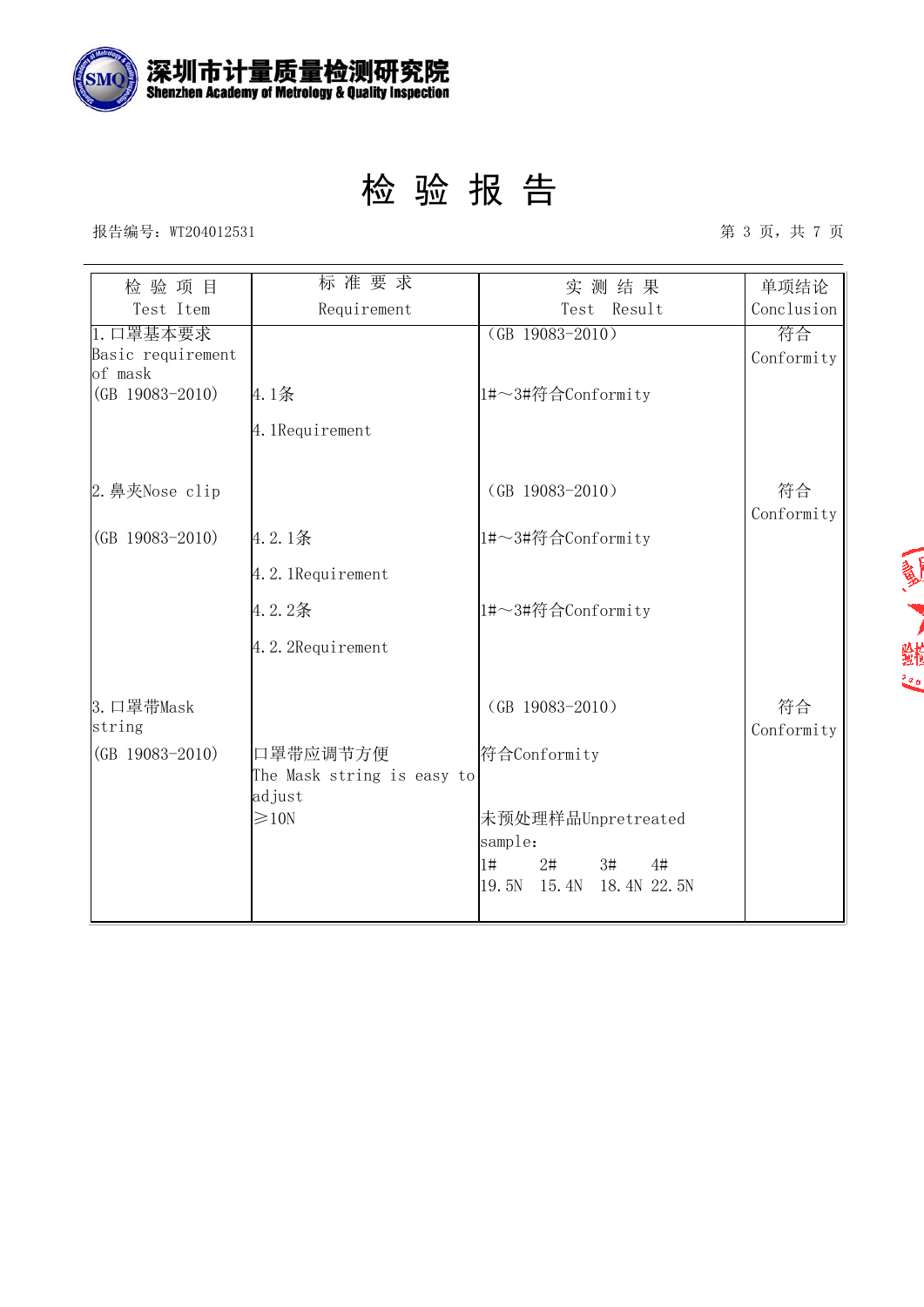深圳市计量质量检测研究院
Shenzhen Academy of Metrology & Quality Inspection

# 检 验 报 告

报告编号：WT204012531

| 检 验 项 目 Test Item | 标 准 要 求 Requirement | 实 测 结 果 Test Result | 单项结论 Conclusion |
|---|---|---|---|
| 1.口罩基本要求 Basic requirement of mask (GB 19083-2010) | 4.1条<br>4.1Requirement | （GB 19083-2010）<br>1#～3#符合Conformity | 符合 Conformity |
| 2.鼻夹Nose clip<br>(GB 19083-2010) | 4.2.1条<br>4.2.1Requirement<br>4.2.2条<br>4.2.2Requirement | （GB 19083-2010）<br>1#～3#符合Conformity<br><br>1#～3#符合Conformity | 符合 Conformity |
| 3.口罩带Mask string<br>(GB 19083-2010) | 口罩带应调节方便 The Mask string is easy to adjust<br>≥10N | （GB 19083-2010）<br>符合Conformity<br>未预处理样品Unpretreated sample:<br>1# 2# 3# 4#<br>19.5N 15.4N 18.4N 22.5N | 符合 Conformity |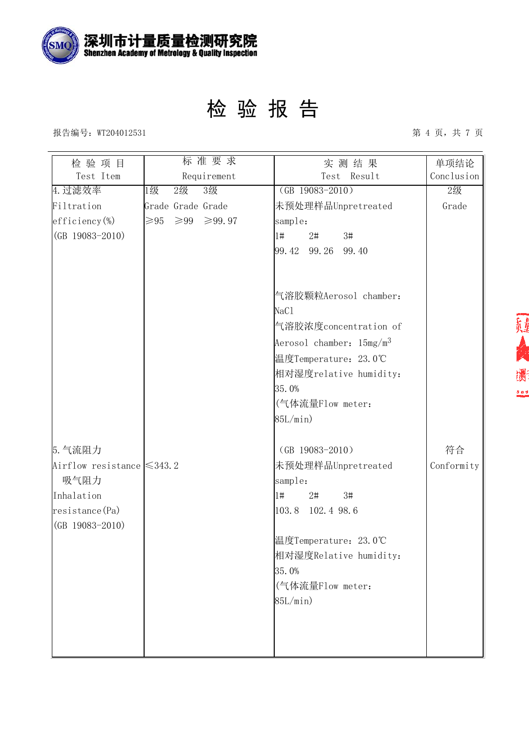# 深圳市计量质量检测研究院

Shenzhen Academy of Metrology & Quality Inspection

# 检 验 报 告

报告编号：WT204012531

第 4 页，共 7 页

| 检 验 项 目 Test Item | 标 准 要 求 Requirement | 实 测 结 果 Test Result | 单项结论 Conclusion |
|---|---|---|---|
| 4.过滤效率 Filtration efficiency(%) (GB 19083-2010) | 1级 2级 3级<br>Grade Grade Grade<br>≥95 ≥99 ≥99.97 | （GB 19083-2010）<br>未预处理样品Unpretreated sample:<br>1# 2# 3#<br>99.42 99.26 99.40<br><br>气溶胶颗粒Aerosol chamber: NaCl<br>气溶胶浓度concentration of Aerosol chamber：15mg/m$^3$<br>温度Temperature：23.0℃<br>相对湿度relative humidity: 35.0%<br>(气体流量Flow meter: 85L/min) | 2级<br>Grade |
| 5.气流阻力 Airflow resistance<br>吸气阻力 Inhalation resistance(Pa) (GB 19083-2010) | ≤343.2 | （GB 19083-2010）<br>未预处理样品Unpretreated sample:<br>1# 2# 3#<br>103.8 102.4 98.6<br><br>温度Temperature：23.0℃<br>相对湿度Relative humidity: 35.0%<br>(气体流量Flow meter: 85L/min) | 符合<br>Conformity |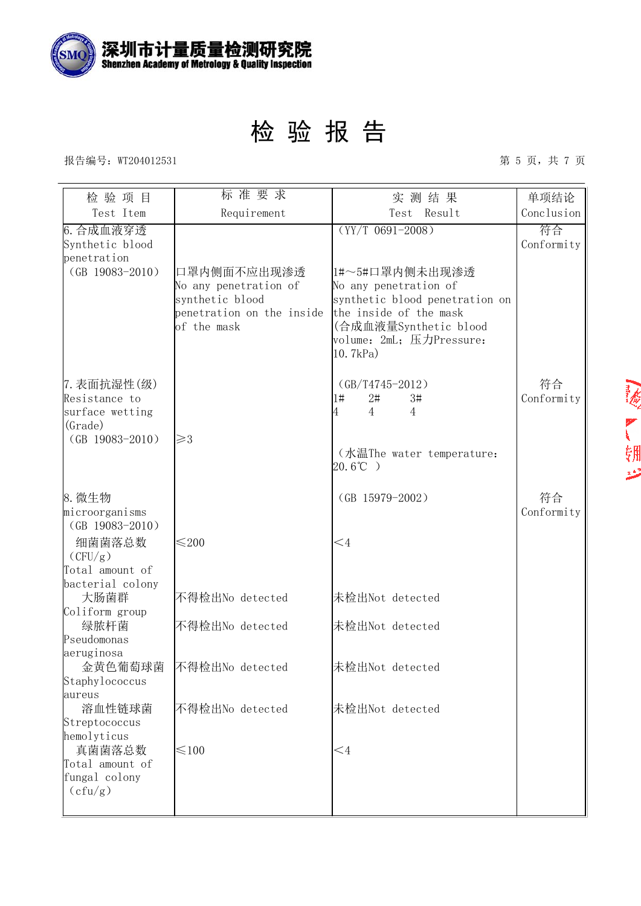# 深圳市计量质量检测研究院
Shenzhen Academy of Metrology & Quality Inspection

# 检 验 报 告

报告编号：WT204012531

| 检 验 项 目 Test Item | 标 准 要 求 Requirement | 实 测 结 果 Test Result | 单项结论 Conclusion |
|---|---|---|---|
| 6. 合成血液穿透 Synthetic blood penetration （GB 19083-2010） | 口罩内侧面不应出现渗透 No any penetration of synthetic blood penetration on the inside of the mask | （YY/T 0691-2008） 1#～5#口罩内侧未出现渗透 No any penetration of synthetic blood penetration on the inside of the mask (合成血液量Synthetic blood volume：2mL；压力Pressure：10.7kPa) | 符合 Conformity |
| 7. 表面抗湿性(级) Resistance to surface wetting (Grade) （GB 19083-2010） | ≥3 | （GB/T4745-2012） 1# 2# 3#: 4 4 4 （水温The water temperature：20.6℃ ） | 符合 Conformity |
| 8. 微生物 microorganisms （GB 19083-2010） | | （GB 15979-2002） | 符合 Conformity |
| 细菌菌落总数（CFU/g） Total amount of bacterial colony | ≤200 | ＜4 | |
| 大肠菌群 Coliform group | 不得检出No detected | 未检出Not detected | |
| 绿脓杆菌 Pseudomonas aeruginosa | 不得检出No detected | 未检出Not detected | |
| 金黄色葡萄球菌 Staphylococcus aureus | 不得检出No detected | 未检出Not detected | |
| 溶血性链球菌 Streptococcus hemolyticus | 不得检出No detected | 未检出Not detected | |
| 真菌菌落总数 Total amount of fungal colony（cfu/g） | ≤100 | ＜4 | |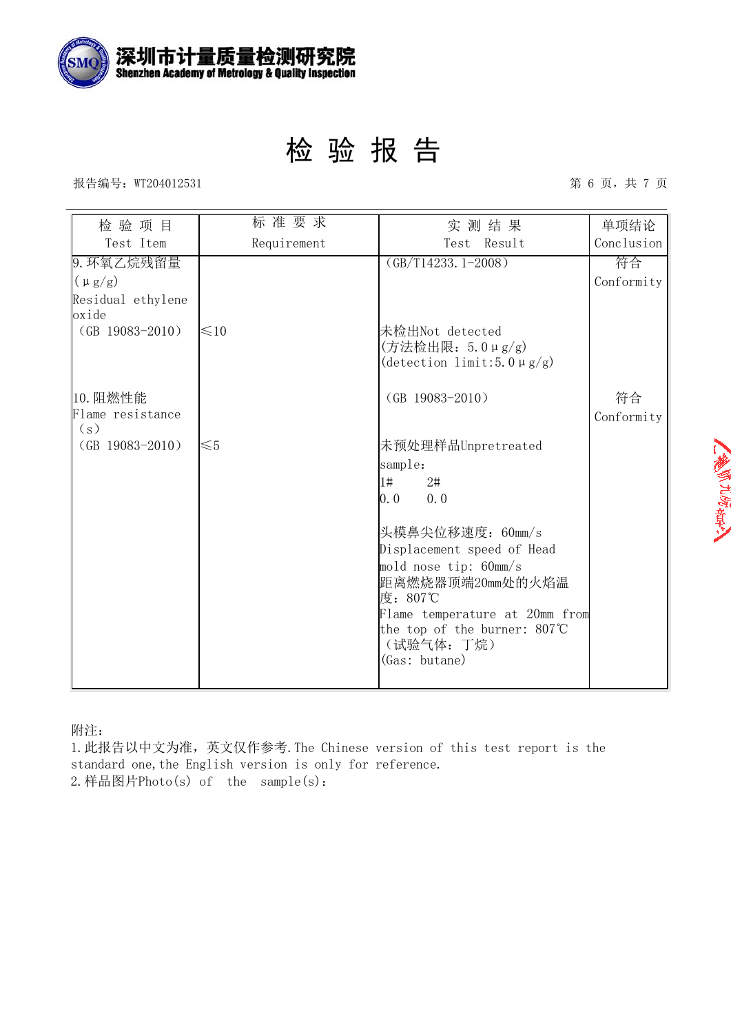# 检 验 报 告

报告编号：WT204012531

| 检 验 项 目 Test Item | 标 准 要 求 Requirement | 实 测 结 果 Test Result | 单项结论 Conclusion |
|---|---|---|---|
| 9.环氧乙烷残留量（μg/g） Residual ethylene oxide （GB 19083-2010） | ≤10 | （GB/T14233.1-2008） 未检出Not detected (方法检出限：5.0μg/g) (detection limit:5.0μg/g) | 符合 Conformity |
| 10.阻燃性能 Flame resistance （s） （GB 19083-2010） | ≤5 | （GB 19083-2010） 未预处理样品Unpretreated sample: 1# 2# 0.0 0.0 头模鼻尖位移速度：60mm/s Displacement speed of Head mold nose tip: 60mm/s 距离燃烧器顶端20mm处的火焰温度：807℃ Flame temperature at 20mm from the top of the burner: 807℃ （试验气体：丁烷） (Gas: butane) | 符合 Conformity |

附注：

1.此报告以中文为准，英文仅作参考.The Chinese version of this test report is the standard one,the English version is only for reference.

2.样品图片Photo(s) of the sample(s)：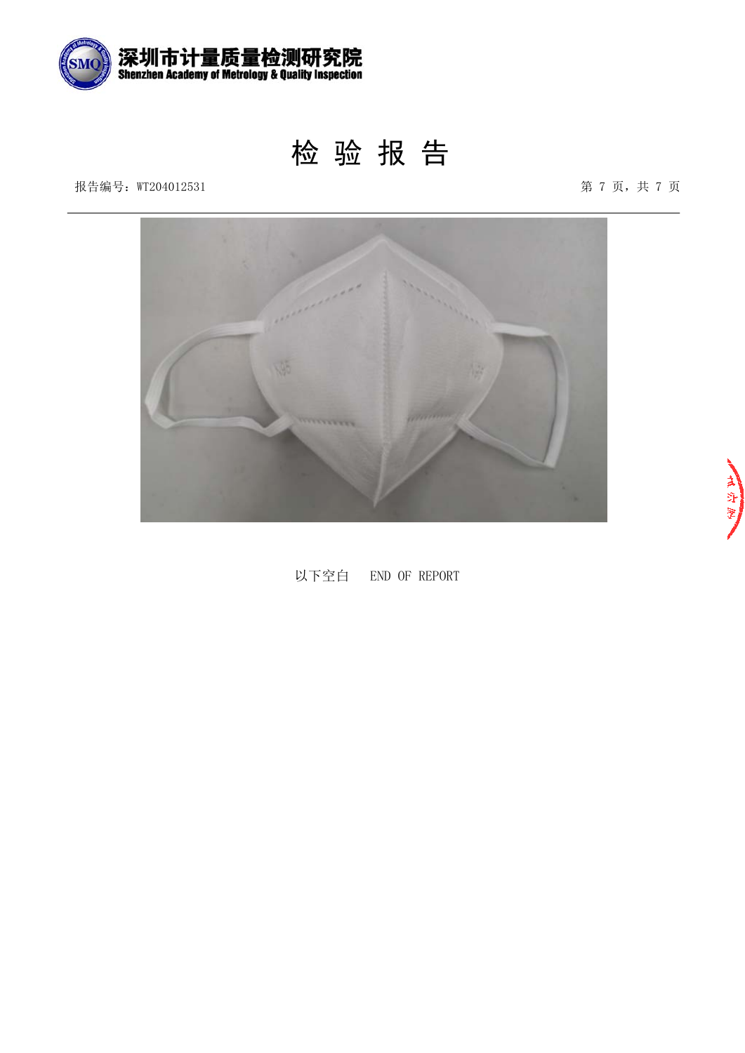# 检 验 报 告

报告编号：WT204012531

以下空白　END OF REPORT